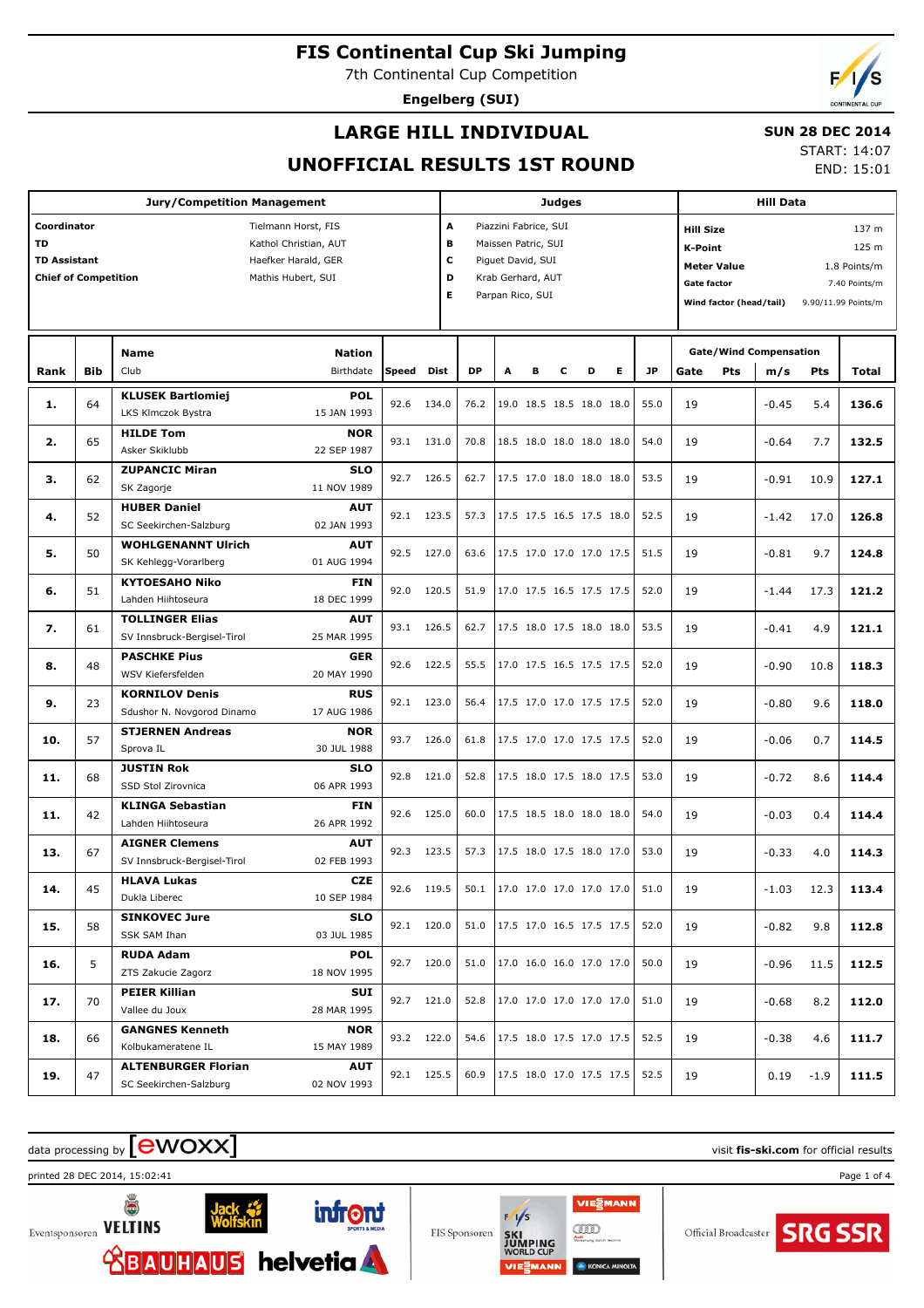# FIS Continental Cup Ski Jumping

7th Continental Cup Competition

**Engelberg (SUI)**

## LARGE HILL INDIVIDUAL

## UNOFFICIAL RESULTS 1ST ROUND

**SUN 28 DEC 2014**

START: 14:07

END: 15:01

| Jury/Competition Management | | Judges | | Hill Data | |
|---|---|---|---|---|---|
| **Coordinator** | Tielmann Horst, FIS | **A** | Piazzini Fabrice, SUI | **Hill Size** | 137 m |
| **TD** | Kathol Christian, AUT | **B** | Maissen Patric, SUI | **K-Point** | 125 m |
| **TD Assistant** | Haefker Harald, GER | **C** | Piguet David, SUI | **Meter Value** | 1.8 Points/m |
| **Chief of Competition** | Mathis Hubert, SUI | **D** | Krab Gerhard, AUT | **Gate factor** | 7.40 Points/m |
| | | **E** | Parpan Rico, SUI | **Wind factor (head/tail)** | 9.90/11.99 Points/m |

| Rank | Bib | Name / Club | Nation / Birthdate | Speed | Dist | DP | A | B | C | D | E | JP | Gate | Pts | m/s | Pts | Total |
|---|---|---|---|---|---|---|---|---|---|---|---|---|---|---|---|---|---|
| **1.** | 64 | **KLUSEK Bartlomiej** LKS Klmczok Bystra | **POL** 15 JAN 1993 | 92.6 | 134.0 | 76.2 | 19.0 | 18.5 | 18.5 | 18.0 | 18.0 | 55.0 | 19 | | -0.45 | 5.4 | **136.6** |
| **2.** | 65 | **HILDE Tom** Asker Skiklubb | **NOR** 22 SEP 1987 | 93.1 | 131.0 | 70.8 | 18.5 | 18.0 | 18.0 | 18.0 | 18.0 | 54.0 | 19 | | -0.64 | 7.7 | **132.5** |
| **3.** | 62 | **ZUPANCIC Miran** SK Zagorje | **SLO** 11 NOV 1989 | 92.7 | 126.5 | 62.7 | 17.5 | 17.0 | 18.0 | 18.0 | 18.0 | 53.5 | 19 | | -0.91 | 10.9 | **127.1** |
| **4.** | 52 | **HUBER Daniel** SC Seekirchen-Salzburg | **AUT** 02 JAN 1993 | 92.1 | 123.5 | 57.3 | 17.5 | 17.5 | 16.5 | 17.5 | 18.0 | 52.5 | 19 | | -1.42 | 17.0 | **126.8** |
| **5.** | 50 | **WOHLGENANNT Ulrich** SK Kehlegg-Vorarlberg | **AUT** 01 AUG 1994 | 92.5 | 127.0 | 63.6 | 17.5 | 17.0 | 17.0 | 17.0 | 17.5 | 51.5 | 19 | | -0.81 | 9.7 | **124.8** |
| **6.** | 51 | **KYTOESAHO Niko** Lahden Hiihtoseura | **FIN** 18 DEC 1999 | 92.0 | 120.5 | 51.9 | 17.0 | 17.5 | 16.5 | 17.5 | 17.5 | 52.0 | 19 | | -1.44 | 17.3 | **121.2** |
| **7.** | 61 | **TOLLINGER Elias** SV Innsbruck-Bergisel-Tirol | **AUT** 25 MAR 1995 | 93.1 | 126.5 | 62.7 | 17.5 | 18.0 | 17.5 | 18.0 | 18.0 | 53.5 | 19 | | -0.41 | 4.9 | **121.1** |
| **8.** | 48 | **PASCHKE Pius** WSV Kiefersfelden | **GER** 20 MAY 1990 | 92.6 | 122.5 | 55.5 | 17.0 | 17.5 | 16.5 | 17.5 | 17.5 | 52.0 | 19 | | -0.90 | 10.8 | **118.3** |
| **9.** | 23 | **KORNILOV Denis** Sdushor N. Novgorod Dinamo | **RUS** 17 AUG 1986 | 92.1 | 123.0 | 56.4 | 17.5 | 17.0 | 17.0 | 17.5 | 17.5 | 52.0 | 19 | | -0.80 | 9.6 | **118.0** |
| **10.** | 57 | **STJERNEN Andreas** Sprova IL | **NOR** 30 JUL 1988 | 93.7 | 126.0 | 61.8 | 17.5 | 17.0 | 17.0 | 17.5 | 17.5 | 52.0 | 19 | | -0.06 | 0.7 | **114.5** |
| **11.** | 68 | **JUSTIN Rok** SSD Stol Zirovnica | **SLO** 06 APR 1993 | 92.8 | 121.0 | 52.8 | 17.5 | 18.0 | 17.5 | 18.0 | 17.5 | 53.0 | 19 | | -0.72 | 8.6 | **114.4** |
| **11.** | 42 | **KLINGA Sebastian** Lahden Hiihtoseura | **FIN** 26 APR 1992 | 92.6 | 125.0 | 60.0 | 17.5 | 18.5 | 18.0 | 18.0 | 18.0 | 54.0 | 19 | | -0.03 | 0.4 | **114.4** |
| **13.** | 67 | **AIGNER Clemens** SV Innsbruck-Bergisel-Tirol | **AUT** 02 FEB 1993 | 92.3 | 123.5 | 57.3 | 17.5 | 18.0 | 17.5 | 18.0 | 17.0 | 53.0 | 19 | | -0.33 | 4.0 | **114.3** |
| **14.** | 45 | **HLAVA Lukas** Dukla Liberec | **CZE** 10 SEP 1984 | 92.6 | 119.5 | 50.1 | 17.0 | 17.0 | 17.0 | 17.0 | 17.0 | 51.0 | 19 | | -1.03 | 12.3 | **113.4** |
| **15.** | 58 | **SINKOVEC Jure** SSK SAM Ihan | **SLO** 03 JUL 1985 | 92.1 | 120.0 | 51.0 | 17.5 | 17.0 | 16.5 | 17.5 | 17.5 | 52.0 | 19 | | -0.82 | 9.8 | **112.8** |
| **16.** | 5 | **RUDA Adam** ZTS Zakucie Zagorz | **POL** 18 NOV 1995 | 92.7 | 120.0 | 51.0 | 17.0 | 16.0 | 16.0 | 17.0 | 17.0 | 50.0 | 19 | | -0.96 | 11.5 | **112.5** |
| **17.** | 70 | **PEIER Killian** Vallee du Joux | **SUI** 28 MAR 1995 | 92.7 | 121.0 | 52.8 | 17.0 | 17.0 | 17.0 | 17.0 | 17.0 | 51.0 | 19 | | -0.68 | 8.2 | **112.0** |
| **18.** | 66 | **GANGNES Kenneth** Kolbukameratene IL | **NOR** 15 MAY 1989 | 93.2 | 122.0 | 54.6 | 17.5 | 18.0 | 17.5 | 17.0 | 17.5 | 52.5 | 19 | | -0.38 | 4.6 | **111.7** |
| **19.** | 47 | **ALTENBURGER Florian** SC Seekirchen-Salzburg | **AUT** 02 NOV 1993 | 92.1 | 125.5 | 60.9 | 17.5 | 18.0 | 17.0 | 17.5 | 17.5 | 52.5 | 19 | | 0.19 | -1.9 | **111.5** |

data processing by ewoxx — visit **fis-ski.com** for official results

printed 28 DEC 2014, 15:02:41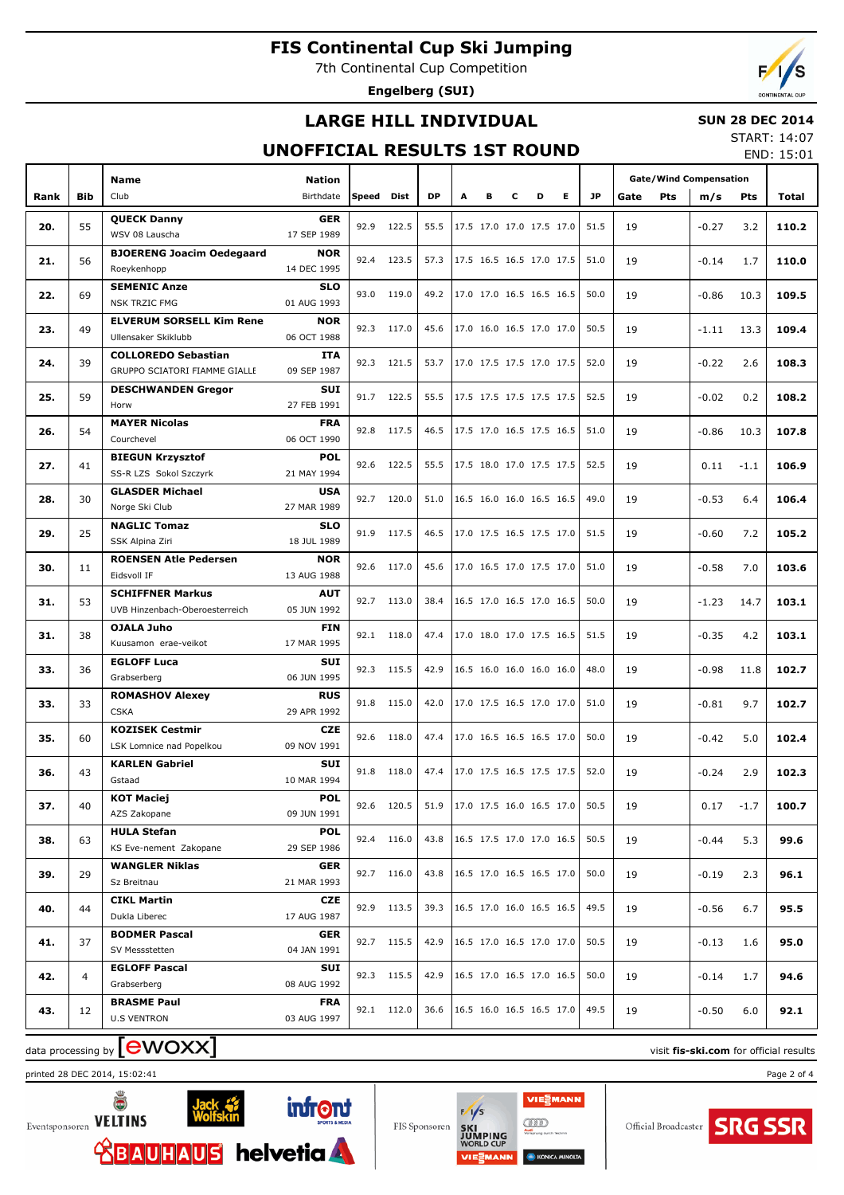# FIS Continental Cup Ski Jumping

7th Continental Cup Competition

**Engelberg (SUI)**

## LARGE HILL INDIVIDUAL

## UNOFFICIAL RESULTS 1ST ROUND

**SUN 28 DEC 2014**

START: 14:07

END: 15:01

| Rank | Bib | Name / Club | Nation / Birthdate | Speed | Dist | DP | A | B | C | D | E | JP | Gate | Pts | m/s | Pts | Total |
|---|---|---|---|---|---|---|---|---|---|---|---|---|---|---|---|---|---|
| 20. | 55 | **QUECK Danny** WSV 08 Lauscha | **GER** 17 SEP 1989 | 92.9 | 122.5 | 55.5 | 17.5 | 17.0 | 17.0 | 17.5 | 17.0 | 51.5 | 19 | | -0.27 | 3.2 | **110.2** |
| 21. | 56 | **BJOERENG Joacim Oedegaard** Roeykenhopp | **NOR** 14 DEC 1995 | 92.4 | 123.5 | 57.3 | 17.5 | 16.5 | 16.5 | 17.0 | 17.5 | 51.0 | 19 | | -0.14 | 1.7 | **110.0** |
| 22. | 69 | **SEMENIC Anze** NSK TRZIC FMG | **SLO** 01 AUG 1993 | 93.0 | 119.0 | 49.2 | 17.0 | 17.0 | 16.5 | 16.5 | 16.5 | 50.0 | 19 | | -0.86 | 10.3 | **109.5** |
| 23. | 49 | **ELVERUM SORSELL Kim Rene** Ullensaker Skiklubb | **NOR** 06 OCT 1988 | 92.3 | 117.0 | 45.6 | 17.0 | 16.0 | 16.5 | 17.0 | 17.0 | 50.5 | 19 | | -1.11 | 13.3 | **109.4** |
| 24. | 39 | **COLLOREDO Sebastian** GRUPPO SCIATORI FIAMME GIALLE | **ITA** 09 SEP 1987 | 92.3 | 121.5 | 53.7 | 17.0 | 17.5 | 17.5 | 17.0 | 17.5 | 52.0 | 19 | | -0.22 | 2.6 | **108.3** |
| 25. | 59 | **DESCHWANDEN Gregor** Horw | **SUI** 27 FEB 1991 | 91.7 | 122.5 | 55.5 | 17.5 | 17.5 | 17.5 | 17.5 | 17.5 | 52.5 | 19 | | -0.02 | 0.2 | **108.2** |
| 26. | 54 | **MAYER Nicolas** Courchevel | **FRA** 06 OCT 1990 | 92.8 | 117.5 | 46.5 | 17.5 | 17.0 | 16.5 | 17.5 | 16.5 | 51.0 | 19 | | -0.86 | 10.3 | **107.8** |
| 27. | 41 | **BIEGUN Krzysztof** SS-R LZS Sokol Szczyrk | **POL** 21 MAY 1994 | 92.6 | 122.5 | 55.5 | 17.5 | 18.0 | 17.0 | 17.5 | 17.5 | 52.5 | 19 | | 0.11 | -1.1 | **106.9** |
| 28. | 30 | **GLASDER Michael** Norge Ski Club | **USA** 27 MAR 1989 | 92.7 | 120.0 | 51.0 | 16.5 | 16.0 | 16.0 | 16.5 | 16.5 | 49.0 | 19 | | -0.53 | 6.4 | **106.4** |
| 29. | 25 | **NAGLIC Tomaz** SSK Alpina Ziri | **SLO** 18 JUL 1989 | 91.9 | 117.5 | 46.5 | 17.0 | 17.5 | 16.5 | 17.5 | 17.0 | 51.5 | 19 | | -0.60 | 7.2 | **105.2** |
| 30. | 11 | **ROENSEN Atle Pedersen** Eidsvoll IF | **NOR** 13 AUG 1988 | 92.6 | 117.0 | 45.6 | 17.0 | 16.5 | 17.0 | 17.5 | 17.0 | 51.0 | 19 | | -0.58 | 7.0 | **103.6** |
| 31. | 53 | **SCHIFFNER Markus** UVB Hinzenbach-Oberoesterreich | **AUT** 05 JUN 1992 | 92.7 | 113.0 | 38.4 | 16.5 | 17.0 | 16.5 | 17.0 | 16.5 | 50.0 | 19 | | -1.23 | 14.7 | **103.1** |
| 31. | 38 | **OJALA Juho** Kuusamon erae-veikot | **FIN** 17 MAR 1995 | 92.1 | 118.0 | 47.4 | 17.0 | 18.0 | 17.0 | 17.5 | 16.5 | 51.5 | 19 | | -0.35 | 4.2 | **103.1** |
| 33. | 36 | **EGLOFF Luca** Grabserberg | **SUI** 06 JUN 1995 | 92.3 | 115.5 | 42.9 | 16.5 | 16.0 | 16.0 | 16.0 | 16.0 | 48.0 | 19 | | -0.98 | 11.8 | **102.7** |
| 33. | 33 | **ROMASHOV Alexey** CSKA | **RUS** 29 APR 1992 | 91.8 | 115.0 | 42.0 | 17.0 | 17.5 | 16.5 | 17.0 | 17.0 | 51.0 | 19 | | -0.81 | 9.7 | **102.7** |
| 35. | 60 | **KOZISEK Cestmir** LSK Lomnice nad Popelkou | **CZE** 09 NOV 1991 | 92.6 | 118.0 | 47.4 | 17.0 | 16.5 | 16.5 | 16.5 | 17.0 | 50.0 | 19 | | -0.42 | 5.0 | **102.4** |
| 36. | 43 | **KARLEN Gabriel** Gstaad | **SUI** 10 MAR 1994 | 91.8 | 118.0 | 47.4 | 17.0 | 17.5 | 16.5 | 17.5 | 17.5 | 52.0 | 19 | | -0.24 | 2.9 | **102.3** |
| 37. | 40 | **KOT Maciej** AZS Zakopane | **POL** 09 JUN 1991 | 92.6 | 120.5 | 51.9 | 17.0 | 17.5 | 16.0 | 16.5 | 17.0 | 50.5 | 19 | | 0.17 | -1.7 | **100.7** |
| 38. | 63 | **HULA Stefan** KS Eve-nement Zakopane | **POL** 29 SEP 1986 | 92.4 | 116.0 | 43.8 | 16.5 | 17.5 | 17.0 | 17.0 | 16.5 | 50.5 | 19 | | -0.44 | 5.3 | **99.6** |
| 39. | 29 | **WANGLER Niklas** Sz Breitnau | **GER** 21 MAR 1993 | 92.7 | 116.0 | 43.8 | 16.5 | 17.0 | 16.5 | 16.5 | 17.0 | 50.0 | 19 | | -0.19 | 2.3 | **96.1** |
| 40. | 44 | **CIKL Martin** Dukla Liberec | **CZE** 17 AUG 1987 | 92.9 | 113.5 | 39.3 | 16.5 | 17.0 | 16.0 | 16.5 | 16.5 | 49.5 | 19 | | -0.56 | 6.7 | **95.5** |
| 41. | 37 | **BODMER Pascal** SV Messstetten | **GER** 04 JAN 1991 | 92.7 | 115.5 | 42.9 | 16.5 | 17.0 | 16.5 | 17.0 | 17.0 | 50.5 | 19 | | -0.13 | 1.6 | **95.0** |
| 42. | 4 | **EGLOFF Pascal** Grabserberg | **SUI** 08 AUG 1992 | 92.3 | 115.5 | 42.9 | 16.5 | 17.0 | 16.5 | 17.0 | 16.5 | 50.0 | 19 | | -0.14 | 1.7 | **94.6** |
| 43. | 12 | **BRASME Paul** U.S VENTRON | **FRA** 03 AUG 1997 | 92.1 | 112.0 | 36.6 | 16.5 | 16.0 | 16.5 | 16.5 | 17.0 | 49.5 | 19 | | -0.50 | 6.0 | **92.1** |

data processing by ewoxx — visit **fis-ski.com** for official results

printed 28 DEC 2014, 15:02:41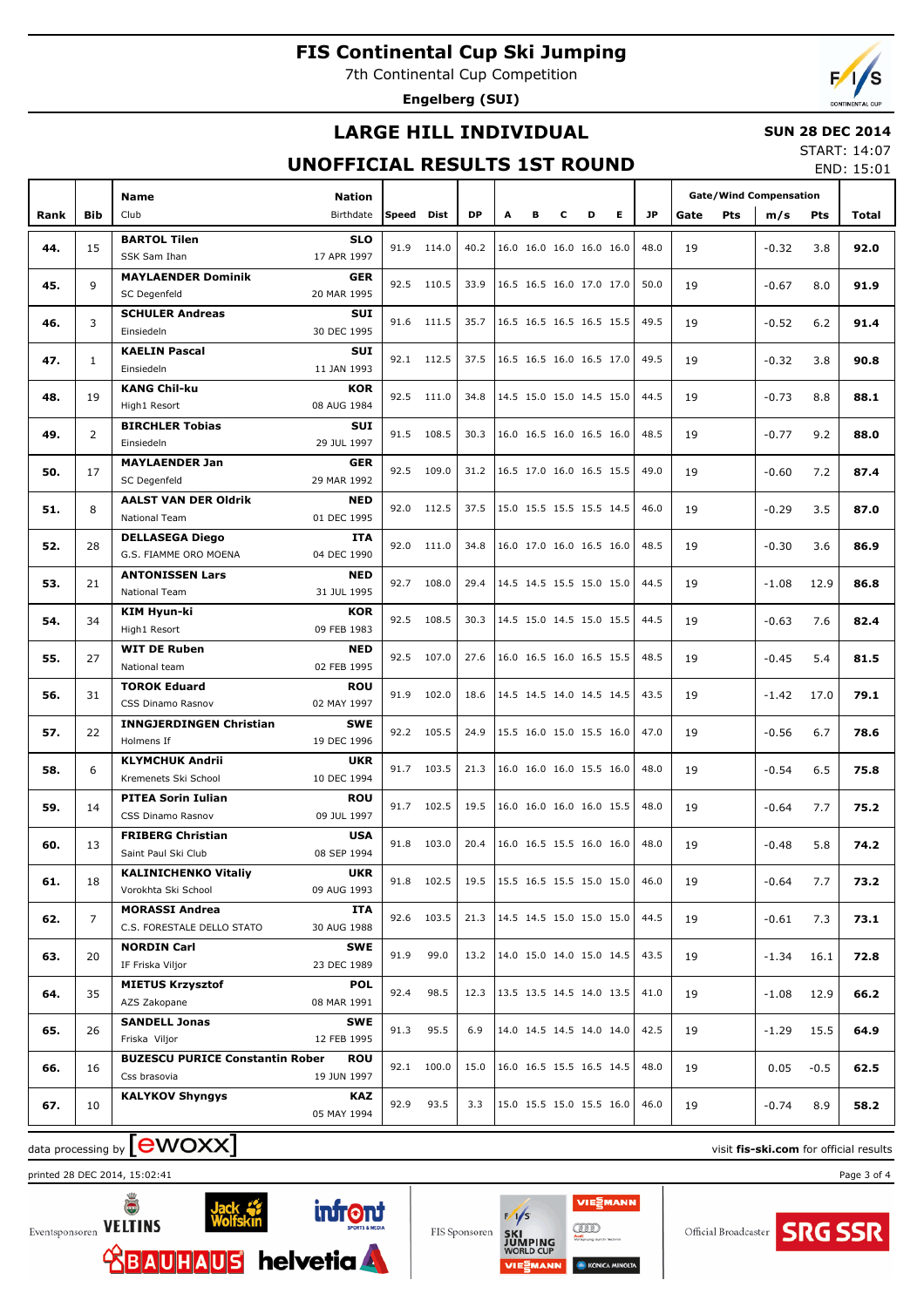# FIS Continental Cup Ski Jumping

7th Continental Cup Competition

**Engelberg (SUI)**

## LARGE HILL INDIVIDUAL

## UNOFFICIAL RESULTS 1ST ROUND

**SUN 28 DEC 2014**

START: 14:07

END: 15:01

| Rank | Bib | Name / Club | Nation / Birthdate | Speed | Dist | DP | A | B | C | D | E | JP | Gate | Pts | m/s | Pts | Total |
|---|---|---|---|---|---|---|---|---|---|---|---|---|---|---|---|---|---|
| 44. | 15 | **BARTOL Tilen** SSK Sam Ihan | **SLO** 17 APR 1997 | 91.9 | 114.0 | 40.2 | 16.0 | 16.0 | 16.0 | 16.0 | 16.0 | 48.0 | 19 | | -0.32 | 3.8 | **92.0** |
| 45. | 9 | **MAYLAENDER Dominik** SC Degenfeld | **GER** 20 MAR 1995 | 92.5 | 110.5 | 33.9 | 16.5 | 16.5 | 16.0 | 17.0 | 17.0 | 50.0 | 19 | | -0.67 | 8.0 | **91.9** |
| 46. | 3 | **SCHULER Andreas** Einsiedeln | **SUI** 30 DEC 1995 | 91.6 | 111.5 | 35.7 | 16.5 | 16.5 | 16.5 | 16.5 | 15.5 | 49.5 | 19 | | -0.52 | 6.2 | **91.4** |
| 47. | 1 | **KAELIN Pascal** Einsiedeln | **SUI** 11 JAN 1993 | 92.1 | 112.5 | 37.5 | 16.5 | 16.5 | 16.0 | 16.5 | 17.0 | 49.5 | 19 | | -0.32 | 3.8 | **90.8** |
| 48. | 19 | **KANG Chil-ku** High1 Resort | **KOR** 08 AUG 1984 | 92.5 | 111.0 | 34.8 | 14.5 | 15.0 | 15.0 | 14.5 | 15.0 | 44.5 | 19 | | -0.73 | 8.8 | **88.1** |
| 49. | 2 | **BIRCHLER Tobias** Einsiedeln | **SUI** 29 JUL 1997 | 91.5 | 108.5 | 30.3 | 16.0 | 16.5 | 16.0 | 16.5 | 16.0 | 48.5 | 19 | | -0.77 | 9.2 | **88.0** |
| 50. | 17 | **MAYLAENDER Jan** SC Degenfeld | **GER** 29 MAR 1992 | 92.5 | 109.0 | 31.2 | 16.5 | 17.0 | 16.0 | 16.5 | 15.5 | 49.0 | 19 | | -0.60 | 7.2 | **87.4** |
| 51. | 8 | **AALST VAN DER Oldrik** National Team | **NED** 01 DEC 1995 | 92.0 | 112.5 | 37.5 | 15.0 | 15.5 | 15.5 | 15.5 | 14.5 | 46.0 | 19 | | -0.29 | 3.5 | **87.0** |
| 52. | 28 | **DELLASEGA Diego** G.S. FIAMME ORO MOENA | **ITA** 04 DEC 1990 | 92.0 | 111.0 | 34.8 | 16.0 | 17.0 | 16.0 | 16.5 | 16.0 | 48.5 | 19 | | -0.30 | 3.6 | **86.9** |
| 53. | 21 | **ANTONISSEN Lars** National Team | **NED** 31 JUL 1995 | 92.7 | 108.0 | 29.4 | 14.5 | 14.5 | 15.5 | 15.0 | 15.0 | 44.5 | 19 | | -1.08 | 12.9 | **86.8** |
| 54. | 34 | **KIM Hyun-ki** High1 Resort | **KOR** 09 FEB 1983 | 92.5 | 108.5 | 30.3 | 14.5 | 15.0 | 14.5 | 15.0 | 15.5 | 44.5 | 19 | | -0.63 | 7.6 | **82.4** |
| 55. | 27 | **WIT DE Ruben** National team | **NED** 02 FEB 1995 | 92.5 | 107.0 | 27.6 | 16.0 | 16.5 | 16.0 | 16.5 | 15.5 | 48.5 | 19 | | -0.45 | 5.4 | **81.5** |
| 56. | 31 | **TOROK Eduard** CSS Dinamo Rasnov | **ROU** 02 MAY 1997 | 91.9 | 102.0 | 18.6 | 14.5 | 14.5 | 14.0 | 14.5 | 14.5 | 43.5 | 19 | | -1.42 | 17.0 | **79.1** |
| 57. | 22 | **INNGJERDINGEN Christian** Holmens If | **SWE** 19 DEC 1996 | 92.2 | 105.5 | 24.9 | 15.5 | 16.0 | 15.0 | 15.5 | 16.0 | 47.0 | 19 | | -0.56 | 6.7 | **78.6** |
| 58. | 6 | **KLYMCHUK Andrii** Kremenets Ski School | **UKR** 10 DEC 1994 | 91.7 | 103.5 | 21.3 | 16.0 | 16.0 | 16.0 | 15.5 | 16.0 | 48.0 | 19 | | -0.54 | 6.5 | **75.8** |
| 59. | 14 | **PITEA Sorin Iulian** CSS Dinamo Rasnov | **ROU** 09 JUL 1997 | 91.7 | 102.5 | 19.5 | 16.0 | 16.0 | 16.0 | 16.0 | 15.5 | 48.0 | 19 | | -0.64 | 7.7 | **75.2** |
| 60. | 13 | **FRIBERG Christian** Saint Paul Ski Club | **USA** 08 SEP 1994 | 91.8 | 103.0 | 20.4 | 16.0 | 16.5 | 15.5 | 16.0 | 16.0 | 48.0 | 19 | | -0.48 | 5.8 | **74.2** |
| 61. | 18 | **KALINICHENKO Vitaliy** Vorokhta Ski School | **UKR** 09 AUG 1993 | 91.8 | 102.5 | 19.5 | 15.5 | 16.5 | 15.5 | 15.0 | 15.0 | 46.0 | 19 | | -0.64 | 7.7 | **73.2** |
| 62. | 7 | **MORASSI Andrea** C.S. FORESTALE DELLO STATO | **ITA** 30 AUG 1988 | 92.6 | 103.5 | 21.3 | 14.5 | 14.5 | 15.0 | 15.0 | 15.0 | 44.5 | 19 | | -0.61 | 7.3 | **73.1** |
| 63. | 20 | **NORDIN Carl** IF Friska Viljor | **SWE** 23 DEC 1989 | 91.9 | 99.0 | 13.2 | 14.0 | 15.0 | 14.0 | 15.0 | 14.5 | 43.5 | 19 | | -1.34 | 16.1 | **72.8** |
| 64. | 35 | **MIETUS Krzysztof** AZS Zakopane | **POL** 08 MAR 1991 | 92.4 | 98.5 | 12.3 | 13.5 | 13.5 | 14.5 | 14.0 | 13.5 | 41.0 | 19 | | -1.08 | 12.9 | **66.2** |
| 65. | 26 | **SANDELL Jonas** Friska Viljor | **SWE** 12 FEB 1995 | 91.3 | 95.5 | 6.9 | 14.0 | 14.5 | 14.5 | 14.0 | 14.0 | 42.5 | 19 | | -1.29 | 15.5 | **64.9** |
| 66. | 16 | **BUZESCU PURICE Constantin Rober** Css brasovia | **ROU** 19 JUN 1997 | 92.1 | 100.0 | 15.0 | 16.0 | 16.5 | 15.5 | 16.5 | 14.5 | 48.0 | 19 | | 0.05 | -0.5 | **62.5** |
| 67. | 10 | **KALYKOV Shyngys** | **KAZ** 05 MAY 1994 | 92.9 | 93.5 | 3.3 | 15.0 | 15.5 | 15.0 | 15.5 | 16.0 | 46.0 | 19 | | -0.74 | 8.9 | **58.2** |

data processing by ewoxx — visit fis-ski.com for official results

printed 28 DEC 2014, 15:02:41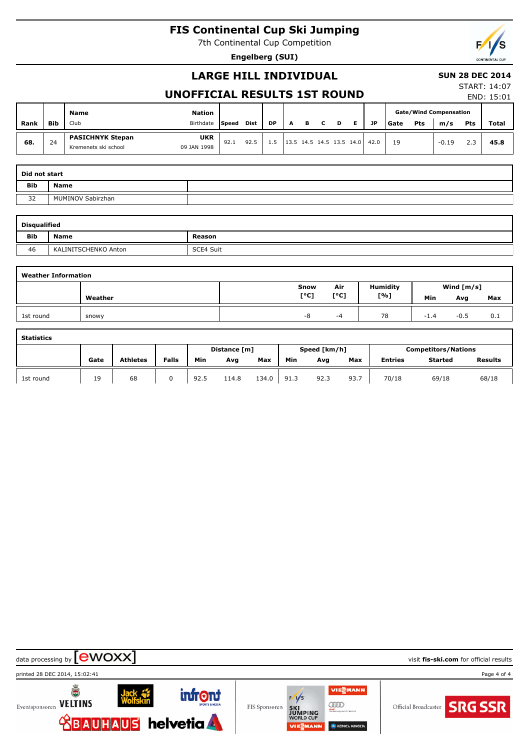# FIS Continental Cup Ski Jumping

7th Continental Cup Competition

**Engelberg (SUI)**

## LARGE HILL INDIVIDUAL

## UNOFFICIAL RESULTS 1ST ROUND

**SUN 28 DEC 2014**

START: 14:07

END: 15:01

| Rank | Bib | Name / Club | Nation / Birthdate | Speed | Dist | DP | A | B | C | D | E | JP | Gate | Pts | m/s | Pts | Total |
|---|---|---|---|---|---|---|---|---|---|---|---|---|---|---|---|---|---|
| 68. | 24 | **PASICHNYK Stepan** Kremenets ski school | **UKR** 09 JAN 1998 | 92.1 | 92.5 | 1.5 | 13.5 | 14.5 | 14.5 | 13.5 | 14.0 | 42.0 | 19 | | -0.19 | 2.3 | **45.8** |

**Did not start**

| Bib | Name |
|---|---|
| 32 | MUMINOV Sabirzhan |

**Disqualified**

| Bib | Name | Reason |
|---|---|---|
| 46 | KALINITSCHENKO Anton | SCE4 Suit |

**Weather Information**

| | Weather | Snow [°C] | Air [°C] | Humidity [%] | Wind [m/s] Min | Avg | Max |
|---|---|---|---|---|---|---|---|
| 1st round | snowy | -8 | -4 | 78 | -1.4 | -0.5 | 0.1 |

**Statistics**

| | Gate | Athletes | Falls | Distance [m] Min | Avg | Max | Speed [km/h] Min | Avg | Max | Competitors/Nations Entries | Started | Results |
|---|---|---|---|---|---|---|---|---|---|---|---|---|
| 1st round | 19 | 68 | 0 | 92.5 | 114.8 | 134.0 | 91.3 | 92.3 | 93.7 | 70/18 | 69/18 | 68/18 |

data processing by ewoxx

visit **fis-ski.com** for official results

printed 28 DEC 2014, 15:02:41